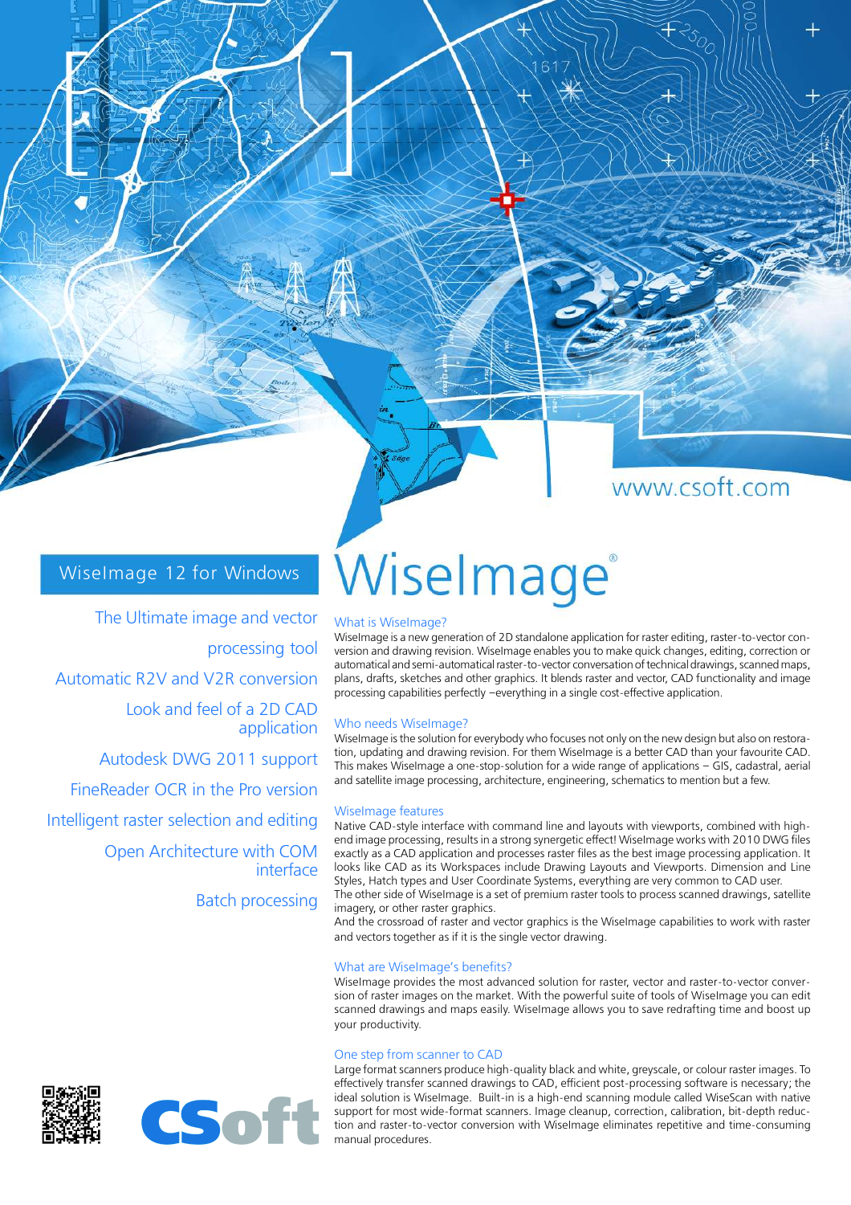www.csoft.com

## WiseImage 12 for Windows

The Ultimate image and vector processing tool

Automatic R2V and V2R conversion

Look and feel of a 2D CAD application

Autodesk DWG 2011 support

FineReader OCR in the Pro version

Intelligent raster selection and editing

Open Architecture with COM interface

Batch processing

# WiseImage®

### What is WiseImage?

WiseImage is a new generation of 2D standalone application for raster editing, raster-to-vector conversion and drawing revision. WiseImage enables you to make quick changes, editing, correction or automatical and semi-automatical raster-to-vector conversation of technical drawings, scanned maps, plans, drafts, sketches and other graphics. It blends raster and vector, CAD functionality and image processing capabilities perfectly –everything in a single cost-effective application.

### Who needs WiseImage?

WiseImage is the solution for everybody who focuses not only on the new design but also on restoration, updating and drawing revision. For them WiseImage is a better CAD than your favourite CAD. This makes WiseImage a one-stop-solution for a wide range of applications – GIS, cadastral, aerial and satellite image processing, architecture, engineering, schematics to mention but a few.

### WiseImage features

Native CAD-style interface with command line and layouts with viewports, combined with high-end image processing, results in a strong synergetic effect! WiseImage works with 2010 DWG files exactly as a CAD application and processes raster files as the best image processing application. It looks like CAD as its Workspaces include Drawing Layouts and Viewports. Dimension and Line Styles, Hatch types and User Coordinate Systems, everything are very common to CAD user.
The other side of WiseImage is a set of premium raster tools to process scanned drawings, satellite imagery, or other raster graphics.
And the crossroad of raster and vector graphics is the WiseImage capabilities to work with raster and vectors together as if it is the single vector drawing.

### What are WiseImage's benefits?

WiseImage provides the most advanced solution for raster, vector and raster-to-vector conversion of raster images on the market. With the powerful suite of tools of WiseImage you can edit scanned drawings and maps easily. WiseImage allows you to save redrafting time and boost up your productivity.

### One step from scanner to CAD

Large format scanners produce high-quality black and white, greyscale, or colour raster images. To effectively transfer scanned drawings to CAD, efficient post-processing software is necessary; the ideal solution is WiseImage. Built-in is a high-end scanning module called WiseScan with native support for most wide-format scanners. Image cleanup, correction, calibration, bit-depth reduction and raster-to-vector conversion with WiseImage eliminates repetitive and time-consuming manual procedures.

CSoft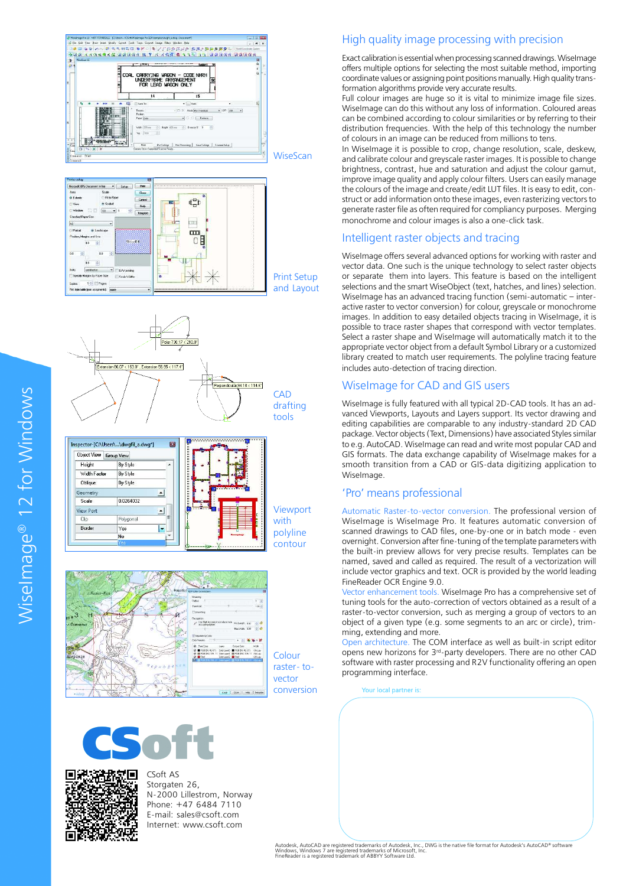WiseImage® 12 for Windows

WiseScan

Print Setup and Layout

CAD drafting tools

Viewport with polyline contour

Colour raster- to- vector conversion

## High quality image processing with precision

Exact calibration is essential when processing scanned drawings. WiseImage offers multiple options for selecting the most suitable method, importing coordinate values or assigning point positions manually. High quality transformation algorithms provide very accurate results.

Full colour images are huge so it is vital to minimize image file sizes. WiseImage can do this without any loss of information. Coloured areas can be combined according to colour similarities or by referring to their distribution frequencies. With the help of this technology the number of colours in an image can be reduced from millions to tens.

In WiseImage it is possible to crop, change resolution, scale, deskew, and calibrate colour and greyscale raster images. It is possible to change brightness, contrast, hue and saturation and adjust the colour gamut, improve image quality and apply colour filters. Users can easily manage the colours of the image and create/edit LUT files. It is easy to edit, construct or add information onto these images, even rasterizing vectors to generate raster file as often required for compliancy purposes. Merging monochrome and colour images is also a one-click task.

## Intelligent raster objects and tracing

WiseImage offers several advanced options for working with raster and vector data. One such is the unique technology to select raster objects or separate them into layers. This feature is based on the intelligent selections and the smart WiseObject (text, hatches, and lines) selection. WiseImage has an advanced tracing function (semi-automatic – interactive raster to vector conversion) for colour, greyscale or monochrome images. In addition to easy detailed objects tracing in WiseImage, it is possible to trace raster shapes that correspond with vector templates. Select a raster shape and WiseImage will automatically match it to the appropriate vector object from a default Symbol Library or a customized library created to match user requirements. The polyline tracing feature includes auto-detection of tracing direction.

## WiseImage for CAD and GIS users

WiseImage is fully featured with all typical 2D-CAD tools. It has an advanced Viewports, Layouts and Layers support. Its vector drawing and editing capabilities are comparable to any industry-standard 2D CAD package. Vector objects (Text, Dimensions) have associated Styles similar to e.g. AutoCAD. WiseImage can read and write most popular CAD and GIS formats. The data exchange capability of WiseImage makes for a smooth transition from a CAD or GIS-data digitizing application to WiseImage.

## 'Pro' means professional

Automatic Raster-to-vector conversion. The professional version of WiseImage is WiseImage Pro. It features automatic conversion of scanned drawings to CAD files, one-by-one or in batch mode - even overnight. Conversion after fine-tuning of the template parameters with the built-in preview allows for very precise results. Templates can be named, saved and called as required. The result of a vectorization will include vector graphics and text. OCR is provided by the world leading FineReader OCR Engine 9.0.

Vector enhancement tools. WiseImage Pro has a comprehensive set of tuning tools for the auto-correction of vectors obtained as a result of a raster-to-vector conversion, such as merging a group of vectors to an object of a given type (e.g. some segments to an arc or circle), trimming, extending and more.

Open architecture. The COM interface as well as built-in script editor opens new horizons for 3rd-party developers. There are no other CAD software with raster processing and R2V functionality offering an open programming interface.

Your local partner is:

CSoft

CSoft AS
Storgaten 26,
N-2000 Lillestrom, Norway
Phone: +47 6484 7110
E-mail: sales@csoft.com
Internet: www.csoft.com

Autodesk, AutoCAD are registered trademarks of Autodesk, Inc., DWG is the native file format for Autodesk's AutoCAD® software
Windows, Windows 7 are registered trademarks of Microsoft, Inc.
FineReader is a registered trademark of ABBYY Software Ltd.